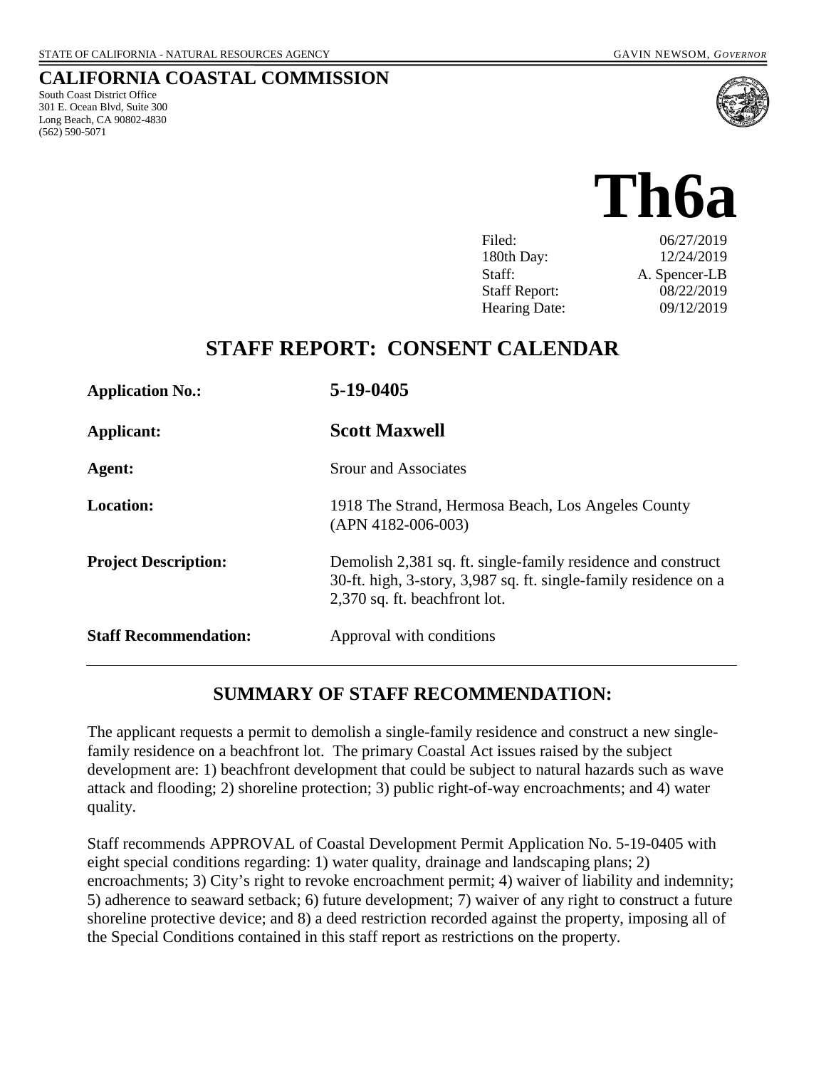STATE OF CALIFORNIA - NATURAL RESOURCES AGENCY GAVIN NEWSOM, *GOVERNOR*

# CALIFORNIA COASTAL COMMISSION

South Coast District Office
301 E. Ocean Blvd, Suite 300
Long Beach, CA 90802-4830
(562) 590-5071

# Th6a

| | |
|---|---|
| Filed: | 06/27/2019 |
| 180th Day: | 12/24/2019 |
| Staff: | A. Spencer-LB |
| Staff Report: | 08/22/2019 |
| Hearing Date: | 09/12/2019 |

## STAFF REPORT: CONSENT CALENDAR

| | |
|---|---|
| **Application No.:** | **5-19-0405** |
| **Applicant:** | **Scott Maxwell** |
| **Agent:** | Srour and Associates |
| **Location:** | 1918 The Strand, Hermosa Beach, Los Angeles County (APN 4182-006-003) |
| **Project Description:** | Demolish 2,381 sq. ft. single-family residence and construct 30-ft. high, 3-story, 3,987 sq. ft. single-family residence on a 2,370 sq. ft. beachfront lot. |
| **Staff Recommendation:** | Approval with conditions |

## SUMMARY OF STAFF RECOMMENDATION:

The applicant requests a permit to demolish a single-family residence and construct a new single-family residence on a beachfront lot. The primary Coastal Act issues raised by the subject development are: 1) beachfront development that could be subject to natural hazards such as wave attack and flooding; 2) shoreline protection; 3) public right-of-way encroachments; and 4) water quality.

Staff recommends APPROVAL of Coastal Development Permit Application No. 5-19-0405 with eight special conditions regarding: 1) water quality, drainage and landscaping plans; 2) encroachments; 3) City's right to revoke encroachment permit; 4) waiver of liability and indemnity; 5) adherence to seaward setback; 6) future development; 7) waiver of any right to construct a future shoreline protective device; and 8) a deed restriction recorded against the property, imposing all of the Special Conditions contained in this staff report as restrictions on the property.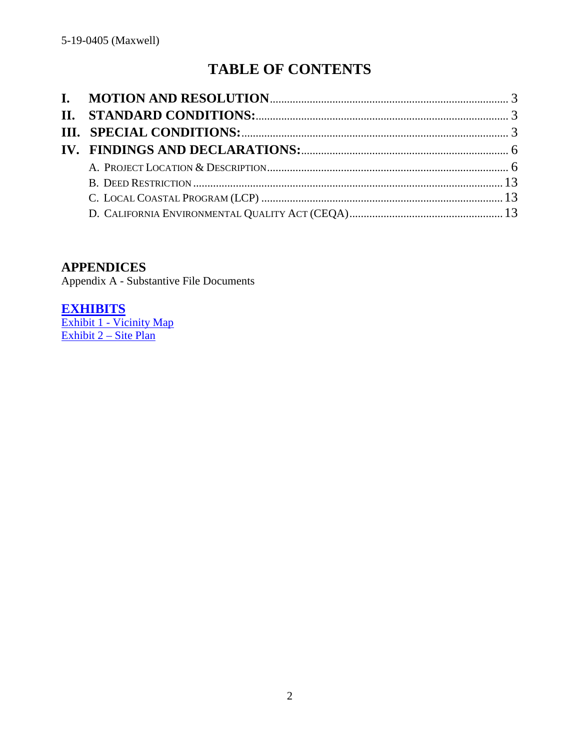# TABLE OF CONTENTS

- **I. MOTION AND RESOLUTION** ........ 3
- **II. STANDARD CONDITIONS:** ........ 3
- **III. SPECIAL CONDITIONS:** ........ 3
- **IV. FINDINGS AND DECLARATIONS:** ........ 6
  - A. PROJECT LOCATION & DESCRIPTION ........ 6
  - B. DEED RESTRICTION ........ 13
  - C. LOCAL COASTAL PROGRAM (LCP) ........ 13
  - D. CALIFORNIA ENVIRONMENTAL QUALITY ACT (CEQA) ........ 13

## APPENDICES

Appendix A - Substantive File Documents

## EXHIBITS

Exhibit 1 - Vicinity Map
Exhibit 2 – Site Plan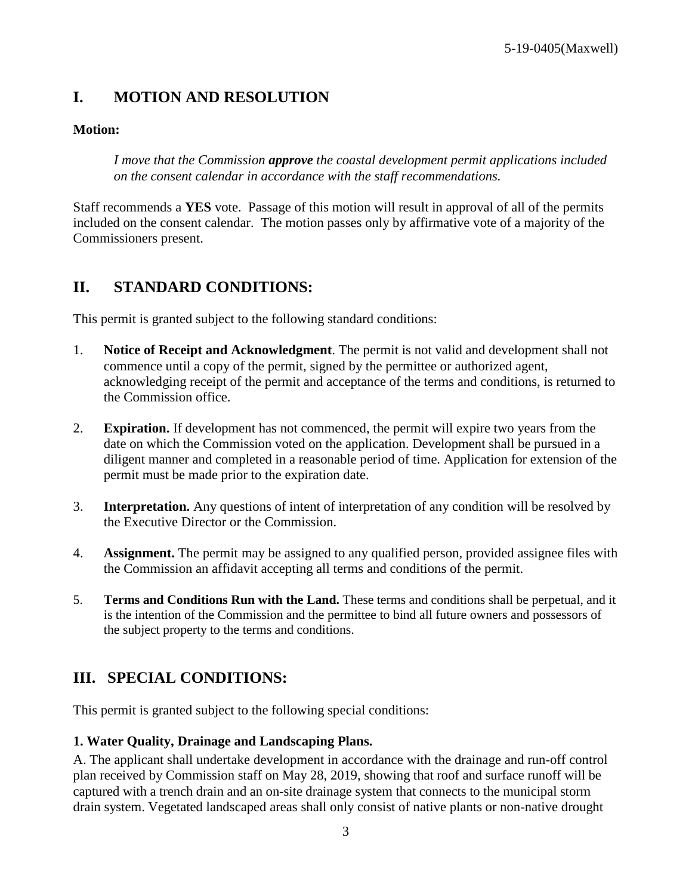# I. MOTION AND RESOLUTION

**Motion:**

*I move that the Commission **approve** the coastal development permit applications included on the consent calendar in accordance with the staff recommendations.*

Staff recommends a **YES** vote. Passage of this motion will result in approval of all of the permits included on the consent calendar. The motion passes only by affirmative vote of a majority of the Commissioners present.

# II. STANDARD CONDITIONS:

This permit is granted subject to the following standard conditions:

1. **Notice of Receipt and Acknowledgment**. The permit is not valid and development shall not commence until a copy of the permit, signed by the permittee or authorized agent, acknowledging receipt of the permit and acceptance of the terms and conditions, is returned to the Commission office.

2. **Expiration.** If development has not commenced, the permit will expire two years from the date on which the Commission voted on the application. Development shall be pursued in a diligent manner and completed in a reasonable period of time. Application for extension of the permit must be made prior to the expiration date.

3. **Interpretation.** Any questions of intent of interpretation of any condition will be resolved by the Executive Director or the Commission.

4. **Assignment.** The permit may be assigned to any qualified person, provided assignee files with the Commission an affidavit accepting all terms and conditions of the permit.

5. **Terms and Conditions Run with the Land.** These terms and conditions shall be perpetual, and it is the intention of the Commission and the permittee to bind all future owners and possessors of the subject property to the terms and conditions.

# III. SPECIAL CONDITIONS:

This permit is granted subject to the following special conditions:

**1. Water Quality, Drainage and Landscaping Plans.**

A. The applicant shall undertake development in accordance with the drainage and run-off control plan received by Commission staff on May 28, 2019, showing that roof and surface runoff will be captured with a trench drain and an on-site drainage system that connects to the municipal storm drain system. Vegetated landscaped areas shall only consist of native plants or non-native drought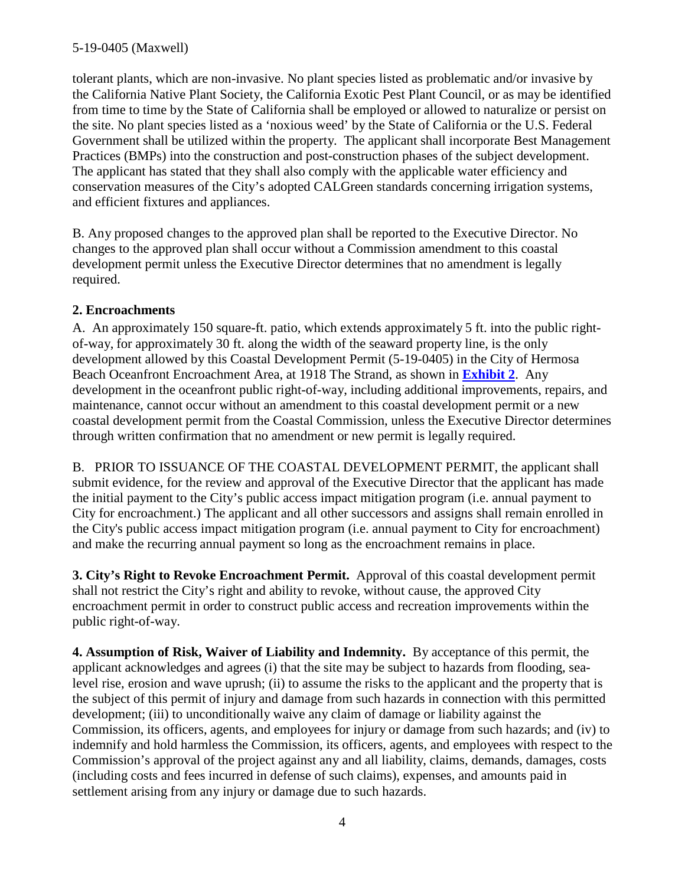tolerant plants, which are non-invasive. No plant species listed as problematic and/or invasive by the California Native Plant Society, the California Exotic Pest Plant Council, or as may be identified from time to time by the State of California shall be employed or allowed to naturalize or persist on the site. No plant species listed as a 'noxious weed' by the State of California or the U.S. Federal Government shall be utilized within the property. The applicant shall incorporate Best Management Practices (BMPs) into the construction and post-construction phases of the subject development. The applicant has stated that they shall also comply with the applicable water efficiency and conservation measures of the City's adopted CALGreen standards concerning irrigation systems, and efficient fixtures and appliances.

B. Any proposed changes to the approved plan shall be reported to the Executive Director. No changes to the approved plan shall occur without a Commission amendment to this coastal development permit unless the Executive Director determines that no amendment is legally required.

**2. Encroachments**

A. An approximately 150 square-ft. patio, which extends approximately 5 ft. into the public right-of-way, for approximately 30 ft. along the width of the seaward property line, is the only development allowed by this Coastal Development Permit (5-19-0405) in the City of Hermosa Beach Oceanfront Encroachment Area, at 1918 The Strand, as shown in **Exhibit 2**. Any development in the oceanfront public right-of-way, including additional improvements, repairs, and maintenance, cannot occur without an amendment to this coastal development permit or a new coastal development permit from the Coastal Commission, unless the Executive Director determines through written confirmation that no amendment or new permit is legally required.

B. PRIOR TO ISSUANCE OF THE COASTAL DEVELOPMENT PERMIT, the applicant shall submit evidence, for the review and approval of the Executive Director that the applicant has made the initial payment to the City's public access impact mitigation program (i.e. annual payment to City for encroachment.) The applicant and all other successors and assigns shall remain enrolled in the City's public access impact mitigation program (i.e. annual payment to City for encroachment) and make the recurring annual payment so long as the encroachment remains in place.

**3. City's Right to Revoke Encroachment Permit.** Approval of this coastal development permit shall not restrict the City's right and ability to revoke, without cause, the approved City encroachment permit in order to construct public access and recreation improvements within the public right-of-way.

**4. Assumption of Risk, Waiver of Liability and Indemnity.** By acceptance of this permit, the applicant acknowledges and agrees (i) that the site may be subject to hazards from flooding, sea-level rise, erosion and wave uprush; (ii) to assume the risks to the applicant and the property that is the subject of this permit of injury and damage from such hazards in connection with this permitted development; (iii) to unconditionally waive any claim of damage or liability against the Commission, its officers, agents, and employees for injury or damage from such hazards; and (iv) to indemnify and hold harmless the Commission, its officers, agents, and employees with respect to the Commission's approval of the project against any and all liability, claims, demands, damages, costs (including costs and fees incurred in defense of such claims), expenses, and amounts paid in settlement arising from any injury or damage due to such hazards.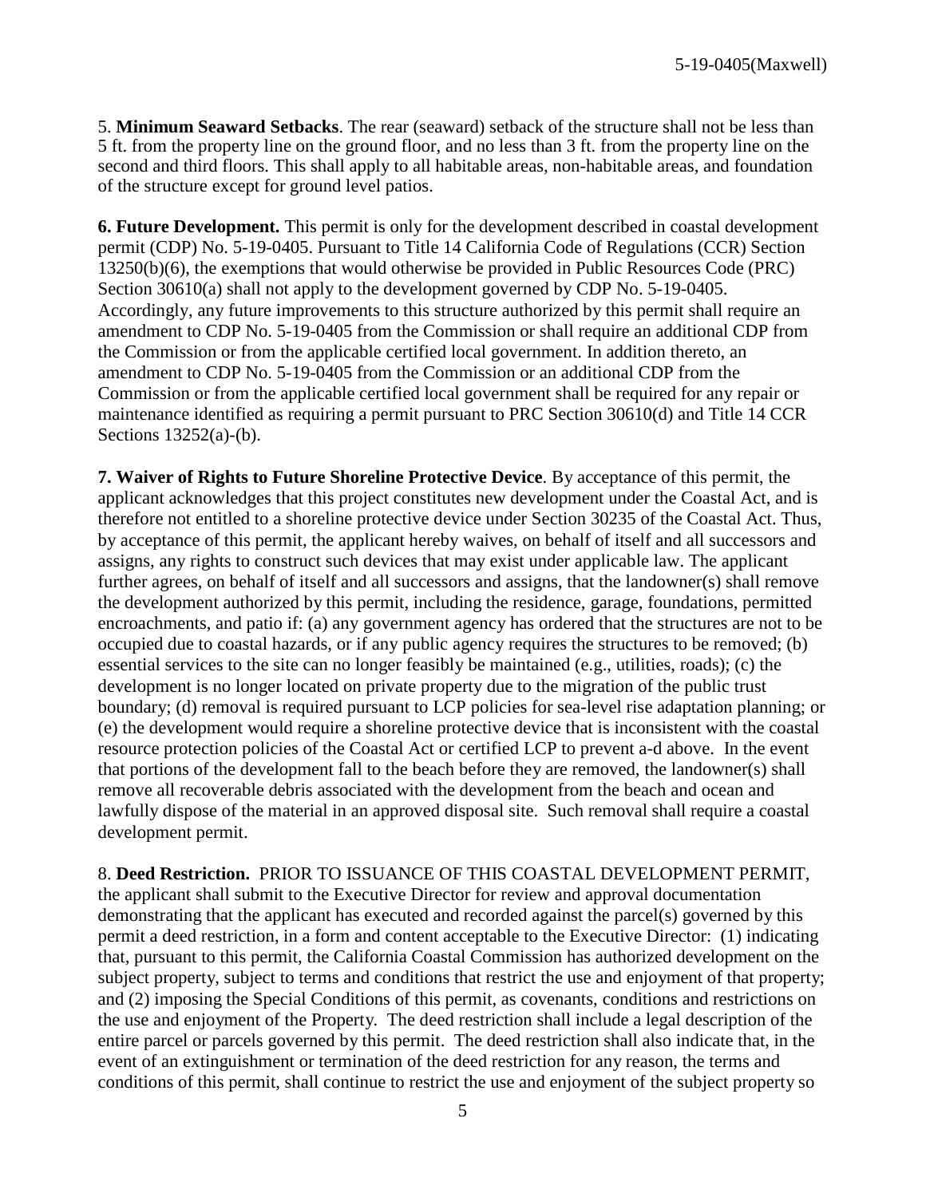5. **Minimum Seaward Setbacks**. The rear (seaward) setback of the structure shall not be less than 5 ft. from the property line on the ground floor, and no less than 3 ft. from the property line on the second and third floors. This shall apply to all habitable areas, non-habitable areas, and foundation of the structure except for ground level patios.

**6. Future Development.** This permit is only for the development described in coastal development permit (CDP) No. 5-19-0405. Pursuant to Title 14 California Code of Regulations (CCR) Section 13250(b)(6), the exemptions that would otherwise be provided in Public Resources Code (PRC) Section 30610(a) shall not apply to the development governed by CDP No. 5-19-0405. Accordingly, any future improvements to this structure authorized by this permit shall require an amendment to CDP No. 5-19-0405 from the Commission or shall require an additional CDP from the Commission or from the applicable certified local government. In addition thereto, an amendment to CDP No. 5-19-0405 from the Commission or an additional CDP from the Commission or from the applicable certified local government shall be required for any repair or maintenance identified as requiring a permit pursuant to PRC Section 30610(d) and Title 14 CCR Sections 13252(a)-(b).

**7. Waiver of Rights to Future Shoreline Protective Device**. By acceptance of this permit, the applicant acknowledges that this project constitutes new development under the Coastal Act, and is therefore not entitled to a shoreline protective device under Section 30235 of the Coastal Act. Thus, by acceptance of this permit, the applicant hereby waives, on behalf of itself and all successors and assigns, any rights to construct such devices that may exist under applicable law. The applicant further agrees, on behalf of itself and all successors and assigns, that the landowner(s) shall remove the development authorized by this permit, including the residence, garage, foundations, permitted encroachments, and patio if: (a) any government agency has ordered that the structures are not to be occupied due to coastal hazards, or if any public agency requires the structures to be removed; (b) essential services to the site can no longer feasibly be maintained (e.g., utilities, roads); (c) the development is no longer located on private property due to the migration of the public trust boundary; (d) removal is required pursuant to LCP policies for sea-level rise adaptation planning; or (e) the development would require a shoreline protective device that is inconsistent with the coastal resource protection policies of the Coastal Act or certified LCP to prevent a-d above. In the event that portions of the development fall to the beach before they are removed, the landowner(s) shall remove all recoverable debris associated with the development from the beach and ocean and lawfully dispose of the material in an approved disposal site. Such removal shall require a coastal development permit.

8. **Deed Restriction.** PRIOR TO ISSUANCE OF THIS COASTAL DEVELOPMENT PERMIT, the applicant shall submit to the Executive Director for review and approval documentation demonstrating that the applicant has executed and recorded against the parcel(s) governed by this permit a deed restriction, in a form and content acceptable to the Executive Director: (1) indicating that, pursuant to this permit, the California Coastal Commission has authorized development on the subject property, subject to terms and conditions that restrict the use and enjoyment of that property; and (2) imposing the Special Conditions of this permit, as covenants, conditions and restrictions on the use and enjoyment of the Property. The deed restriction shall include a legal description of the entire parcel or parcels governed by this permit. The deed restriction shall also indicate that, in the event of an extinguishment or termination of the deed restriction for any reason, the terms and conditions of this permit, shall continue to restrict the use and enjoyment of the subject property so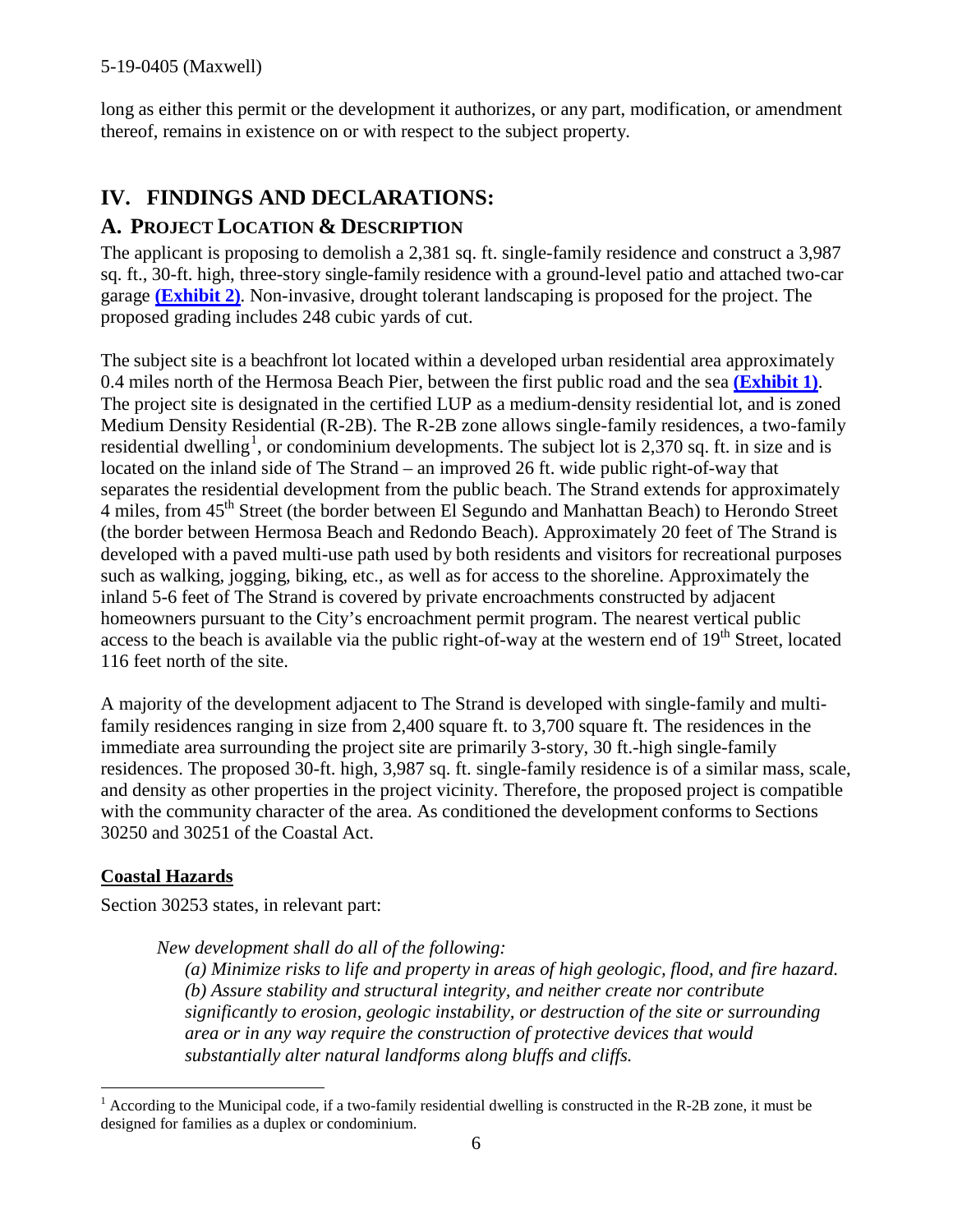long as either this permit or the development it authorizes, or any part, modification, or amendment thereof, remains in existence on or with respect to the subject property.

# IV. FINDINGS AND DECLARATIONS:

## A. PROJECT LOCATION & DESCRIPTION

The applicant is proposing to demolish a 2,381 sq. ft. single-family residence and construct a 3,987 sq. ft., 30-ft. high, three-story single-family residence with a ground-level patio and attached two-car garage **(Exhibit 2)**. Non-invasive, drought tolerant landscaping is proposed for the project. The proposed grading includes 248 cubic yards of cut.

The subject site is a beachfront lot located within a developed urban residential area approximately 0.4 miles north of the Hermosa Beach Pier, between the first public road and the sea **(Exhibit 1)**. The project site is designated in the certified LUP as a medium-density residential lot, and is zoned Medium Density Residential (R-2B). The R-2B zone allows single-family residences, a two-family residential dwelling[1], or condominium developments. The subject lot is 2,370 sq. ft. in size and is located on the inland side of The Strand – an improved 26 ft. wide public right-of-way that separates the residential development from the public beach. The Strand extends for approximately 4 miles, from 45th Street (the border between El Segundo and Manhattan Beach) to Herondo Street (the border between Hermosa Beach and Redondo Beach). Approximately 20 feet of The Strand is developed with a paved multi-use path used by both residents and visitors for recreational purposes such as walking, jogging, biking, etc., as well as for access to the shoreline. Approximately the inland 5-6 feet of The Strand is covered by private encroachments constructed by adjacent homeowners pursuant to the City's encroachment permit program. The nearest vertical public access to the beach is available via the public right-of-way at the western end of 19th Street, located 116 feet north of the site.

A majority of the development adjacent to The Strand is developed with single-family and multi-family residences ranging in size from 2,400 square ft. to 3,700 square ft. The residences in the immediate area surrounding the project site are primarily 3-story, 30 ft.-high single-family residences. The proposed 30-ft. high, 3,987 sq. ft. single-family residence is of a similar mass, scale, and density as other properties in the project vicinity. Therefore, the proposed project is compatible with the community character of the area. As conditioned the development conforms to Sections 30250 and 30251 of the Coastal Act.

**Coastal Hazards**

Section 30253 states, in relevant part:

> *New development shall do all of the following:*
>
> *(a) Minimize risks to life and property in areas of high geologic, flood, and fire hazard.*
>
> *(b) Assure stability and structural integrity, and neither create nor contribute significantly to erosion, geologic instability, or destruction of the site or surrounding area or in any way require the construction of protective devices that would substantially alter natural landforms along bluffs and cliffs.*

[1] According to the Municipal code, if a two-family residential dwelling is constructed in the R-2B zone, it must be designed for families as a duplex or condominium.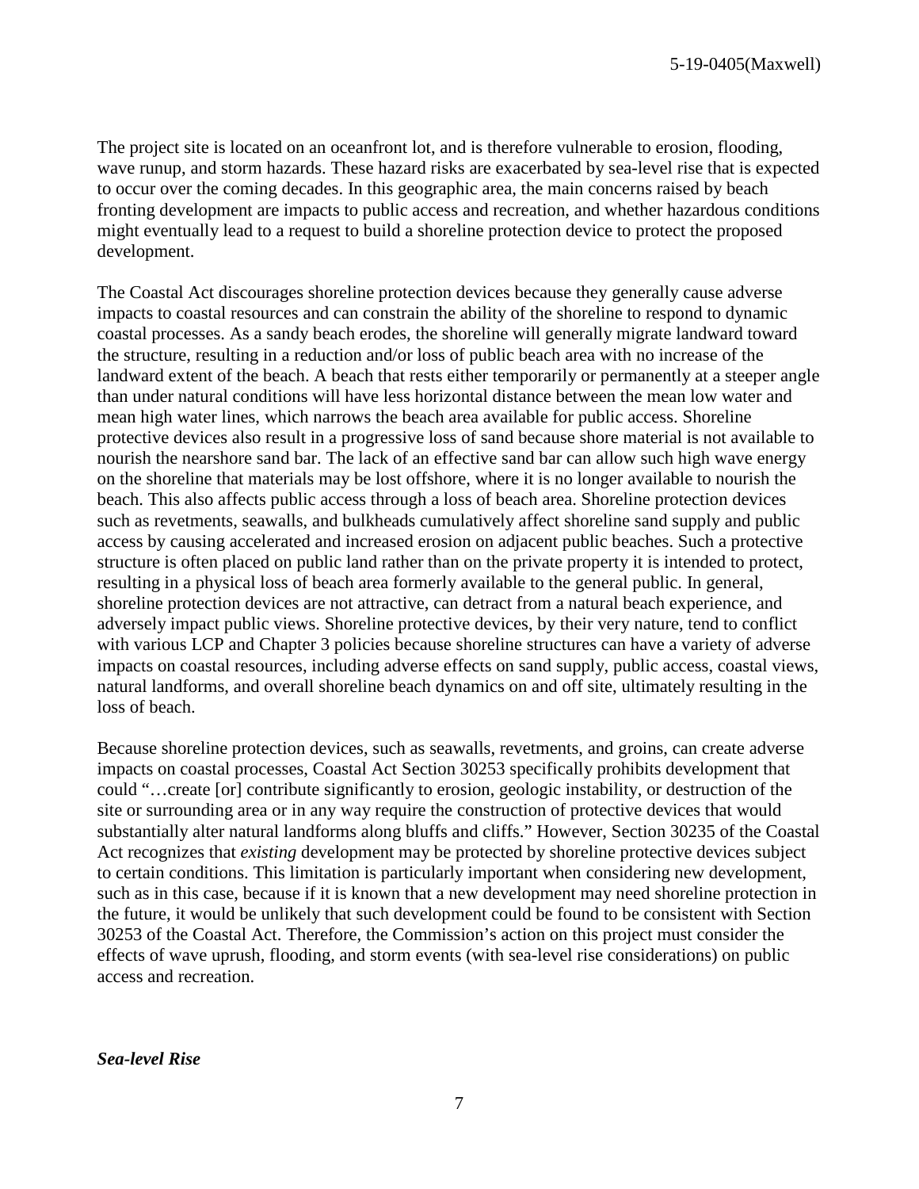The project site is located on an oceanfront lot, and is therefore vulnerable to erosion, flooding, wave runup, and storm hazards. These hazard risks are exacerbated by sea-level rise that is expected to occur over the coming decades. In this geographic area, the main concerns raised by beach fronting development are impacts to public access and recreation, and whether hazardous conditions might eventually lead to a request to build a shoreline protection device to protect the proposed development.

The Coastal Act discourages shoreline protection devices because they generally cause adverse impacts to coastal resources and can constrain the ability of the shoreline to respond to dynamic coastal processes. As a sandy beach erodes, the shoreline will generally migrate landward toward the structure, resulting in a reduction and/or loss of public beach area with no increase of the landward extent of the beach. A beach that rests either temporarily or permanently at a steeper angle than under natural conditions will have less horizontal distance between the mean low water and mean high water lines, which narrows the beach area available for public access. Shoreline protective devices also result in a progressive loss of sand because shore material is not available to nourish the nearshore sand bar. The lack of an effective sand bar can allow such high wave energy on the shoreline that materials may be lost offshore, where it is no longer available to nourish the beach. This also affects public access through a loss of beach area. Shoreline protection devices such as revetments, seawalls, and bulkheads cumulatively affect shoreline sand supply and public access by causing accelerated and increased erosion on adjacent public beaches. Such a protective structure is often placed on public land rather than on the private property it is intended to protect, resulting in a physical loss of beach area formerly available to the general public. In general, shoreline protection devices are not attractive, can detract from a natural beach experience, and adversely impact public views. Shoreline protective devices, by their very nature, tend to conflict with various LCP and Chapter 3 policies because shoreline structures can have a variety of adverse impacts on coastal resources, including adverse effects on sand supply, public access, coastal views, natural landforms, and overall shoreline beach dynamics on and off site, ultimately resulting in the loss of beach.

Because shoreline protection devices, such as seawalls, revetments, and groins, can create adverse impacts on coastal processes, Coastal Act Section 30253 specifically prohibits development that could "…create [or] contribute significantly to erosion, geologic instability, or destruction of the site or surrounding area or in any way require the construction of protective devices that would substantially alter natural landforms along bluffs and cliffs." However, Section 30235 of the Coastal Act recognizes that *existing* development may be protected by shoreline protective devices subject to certain conditions. This limitation is particularly important when considering new development, such as in this case, because if it is known that a new development may need shoreline protection in the future, it would be unlikely that such development could be found to be consistent with Section 30253 of the Coastal Act. Therefore, the Commission's action on this project must consider the effects of wave uprush, flooding, and storm events (with sea-level rise considerations) on public access and recreation.

***Sea-level Rise***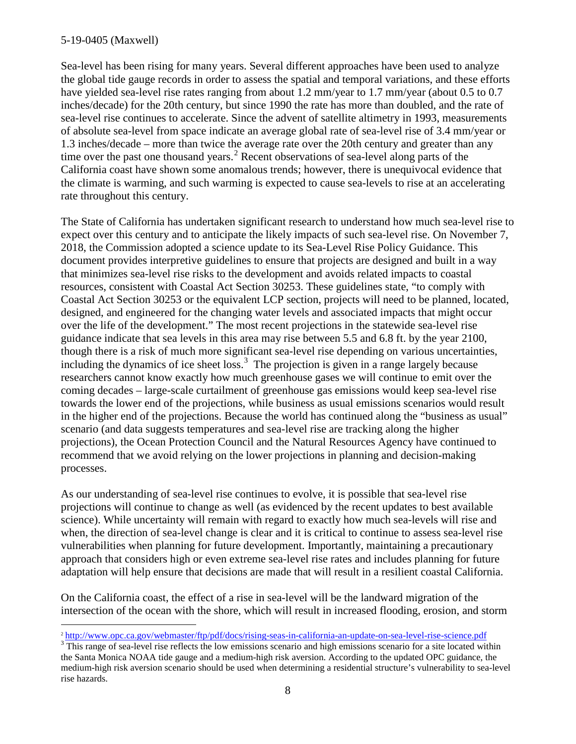Sea-level has been rising for many years. Several different approaches have been used to analyze the global tide gauge records in order to assess the spatial and temporal variations, and these efforts have yielded sea-level rise rates ranging from about 1.2 mm/year to 1.7 mm/year (about 0.5 to 0.7 inches/decade) for the 20th century, but since 1990 the rate has more than doubled, and the rate of sea-level rise continues to accelerate. Since the advent of satellite altimetry in 1993, measurements of absolute sea-level from space indicate an average global rate of sea-level rise of 3.4 mm/year or 1.3 inches/decade – more than twice the average rate over the 20th century and greater than any time over the past one thousand years.[2] Recent observations of sea-level along parts of the California coast have shown some anomalous trends; however, there is unequivocal evidence that the climate is warming, and such warming is expected to cause sea-levels to rise at an accelerating rate throughout this century.

The State of California has undertaken significant research to understand how much sea-level rise to expect over this century and to anticipate the likely impacts of such sea-level rise. On November 7, 2018, the Commission adopted a science update to its Sea-Level Rise Policy Guidance. This document provides interpretive guidelines to ensure that projects are designed and built in a way that minimizes sea-level rise risks to the development and avoids related impacts to coastal resources, consistent with Coastal Act Section 30253. These guidelines state, "to comply with Coastal Act Section 30253 or the equivalent LCP section, projects will need to be planned, located, designed, and engineered for the changing water levels and associated impacts that might occur over the life of the development." The most recent projections in the statewide sea-level rise guidance indicate that sea levels in this area may rise between 5.5 and 6.8 ft. by the year 2100, though there is a risk of much more significant sea-level rise depending on various uncertainties, including the dynamics of ice sheet loss.[3] The projection is given in a range largely because researchers cannot know exactly how much greenhouse gases we will continue to emit over the coming decades – large-scale curtailment of greenhouse gas emissions would keep sea-level rise towards the lower end of the projections, while business as usual emissions scenarios would result in the higher end of the projections. Because the world has continued along the "business as usual" scenario (and data suggests temperatures and sea-level rise are tracking along the higher projections), the Ocean Protection Council and the Natural Resources Agency have continued to recommend that we avoid relying on the lower projections in planning and decision-making processes.

As our understanding of sea-level rise continues to evolve, it is possible that sea-level rise projections will continue to change as well (as evidenced by the recent updates to best available science). While uncertainty will remain with regard to exactly how much sea-levels will rise and when, the direction of sea-level change is clear and it is critical to continue to assess sea-level rise vulnerabilities when planning for future development. Importantly, maintaining a precautionary approach that considers high or even extreme sea-level rise rates and includes planning for future adaptation will help ensure that decisions are made that will result in a resilient coastal California.

On the California coast, the effect of a rise in sea-level will be the landward migration of the intersection of the ocean with the shore, which will result in increased flooding, erosion, and storm

---

[2] http://www.opc.ca.gov/webmaster/ftp/pdf/docs/rising-seas-in-california-an-update-on-sea-level-rise-science.pdf

[3] This range of sea-level rise reflects the low emissions scenario and high emissions scenario for a site located within the Santa Monica NOAA tide gauge and a medium-high risk aversion. According to the updated OPC guidance, the medium-high risk aversion scenario should be used when determining a residential structure's vulnerability to sea-level rise hazards.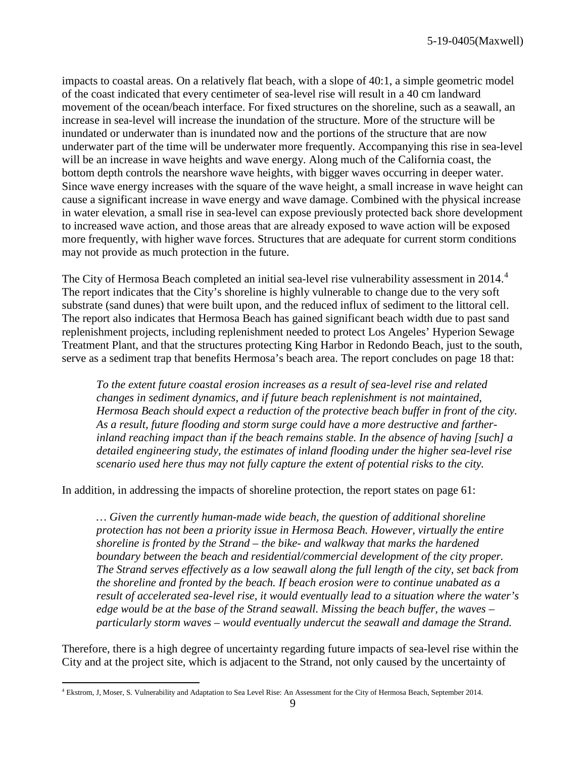impacts to coastal areas. On a relatively flat beach, with a slope of 40:1, a simple geometric model of the coast indicated that every centimeter of sea-level rise will result in a 40 cm landward movement of the ocean/beach interface. For fixed structures on the shoreline, such as a seawall, an increase in sea-level will increase the inundation of the structure. More of the structure will be inundated or underwater than is inundated now and the portions of the structure that are now underwater part of the time will be underwater more frequently. Accompanying this rise in sea-level will be an increase in wave heights and wave energy. Along much of the California coast, the bottom depth controls the nearshore wave heights, with bigger waves occurring in deeper water. Since wave energy increases with the square of the wave height, a small increase in wave height can cause a significant increase in wave energy and wave damage. Combined with the physical increase in water elevation, a small rise in sea-level can expose previously protected back shore development to increased wave action, and those areas that are already exposed to wave action will be exposed more frequently, with higher wave forces. Structures that are adequate for current storm conditions may not provide as much protection in the future.

The City of Hermosa Beach completed an initial sea-level rise vulnerability assessment in 2014.[4] The report indicates that the City's shoreline is highly vulnerable to change due to the very soft substrate (sand dunes) that were built upon, and the reduced influx of sediment to the littoral cell. The report also indicates that Hermosa Beach has gained significant beach width due to past sand replenishment projects, including replenishment needed to protect Los Angeles' Hyperion Sewage Treatment Plant, and that the structures protecting King Harbor in Redondo Beach, just to the south, serve as a sediment trap that benefits Hermosa's beach area. The report concludes on page 18 that:

> *To the extent future coastal erosion increases as a result of sea-level rise and related changes in sediment dynamics, and if future beach replenishment is not maintained, Hermosa Beach should expect a reduction of the protective beach buffer in front of the city. As a result, future flooding and storm surge could have a more destructive and farther-inland reaching impact than if the beach remains stable. In the absence of having [such] a detailed engineering study, the estimates of inland flooding under the higher sea-level rise scenario used here thus may not fully capture the extent of potential risks to the city.*

In addition, in addressing the impacts of shoreline protection, the report states on page 61:

> *… Given the currently human-made wide beach, the question of additional shoreline protection has not been a priority issue in Hermosa Beach. However, virtually the entire shoreline is fronted by the Strand – the bike- and walkway that marks the hardened boundary between the beach and residential/commercial development of the city proper. The Strand serves effectively as a low seawall along the full length of the city, set back from the shoreline and fronted by the beach. If beach erosion were to continue unabated as a result of accelerated sea-level rise, it would eventually lead to a situation where the water's edge would be at the base of the Strand seawall. Missing the beach buffer, the waves – particularly storm waves – would eventually undercut the seawall and damage the Strand.*

Therefore, there is a high degree of uncertainty regarding future impacts of sea-level rise within the City and at the project site, which is adjacent to the Strand, not only caused by the uncertainty of

---

[4] Ekstrom, J, Moser, S. Vulnerability and Adaptation to Sea Level Rise: An Assessment for the City of Hermosa Beach, September 2014.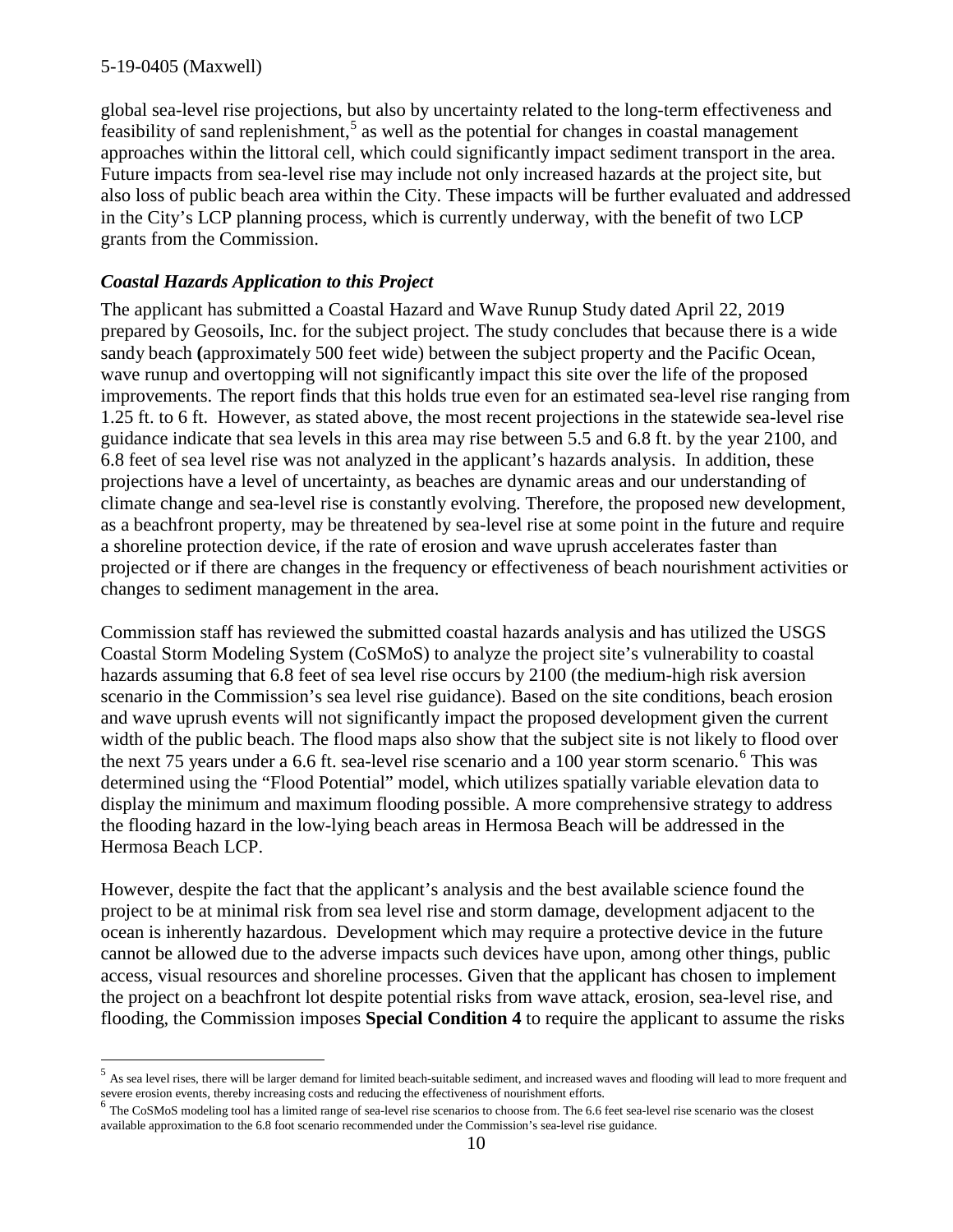global sea-level rise projections, but also by uncertainty related to the long-term effectiveness and feasibility of sand replenishment,[5] as well as the potential for changes in coastal management approaches within the littoral cell, which could significantly impact sediment transport in the area. Future impacts from sea-level rise may include not only increased hazards at the project site, but also loss of public beach area within the City. These impacts will be further evaluated and addressed in the City's LCP planning process, which is currently underway, with the benefit of two LCP grants from the Commission.

### *Coastal Hazards Application to this Project*

The applicant has submitted a Coastal Hazard and Wave Runup Study dated April 22, 2019 prepared by Geosoils, Inc. for the subject project. The study concludes that because there is a wide sandy beach **(**approximately 500 feet wide) between the subject property and the Pacific Ocean, wave runup and overtopping will not significantly impact this site over the life of the proposed improvements. The report finds that this holds true even for an estimated sea-level rise ranging from 1.25 ft. to 6 ft. However, as stated above, the most recent projections in the statewide sea-level rise guidance indicate that sea levels in this area may rise between 5.5 and 6.8 ft. by the year 2100, and 6.8 feet of sea level rise was not analyzed in the applicant's hazards analysis. In addition, these projections have a level of uncertainty, as beaches are dynamic areas and our understanding of climate change and sea-level rise is constantly evolving. Therefore, the proposed new development, as a beachfront property, may be threatened by sea-level rise at some point in the future and require a shoreline protection device, if the rate of erosion and wave uprush accelerates faster than projected or if there are changes in the frequency or effectiveness of beach nourishment activities or changes to sediment management in the area.

Commission staff has reviewed the submitted coastal hazards analysis and has utilized the USGS Coastal Storm Modeling System (CoSMoS) to analyze the project site's vulnerability to coastal hazards assuming that 6.8 feet of sea level rise occurs by 2100 (the medium-high risk aversion scenario in the Commission's sea level rise guidance). Based on the site conditions, beach erosion and wave uprush events will not significantly impact the proposed development given the current width of the public beach. The flood maps also show that the subject site is not likely to flood over the next 75 years under a 6.6 ft. sea-level rise scenario and a 100 year storm scenario.[6] This was determined using the "Flood Potential" model, which utilizes spatially variable elevation data to display the minimum and maximum flooding possible. A more comprehensive strategy to address the flooding hazard in the low-lying beach areas in Hermosa Beach will be addressed in the Hermosa Beach LCP.

However, despite the fact that the applicant's analysis and the best available science found the project to be at minimal risk from sea level rise and storm damage, development adjacent to the ocean is inherently hazardous. Development which may require a protective device in the future cannot be allowed due to the adverse impacts such devices have upon, among other things, public access, visual resources and shoreline processes. Given that the applicant has chosen to implement the project on a beachfront lot despite potential risks from wave attack, erosion, sea-level rise, and flooding, the Commission imposes **Special Condition 4** to require the applicant to assume the risks

---

[5] As sea level rises, there will be larger demand for limited beach-suitable sediment, and increased waves and flooding will lead to more frequent and severe erosion events, thereby increasing costs and reducing the effectiveness of nourishment efforts.

[6] The CoSMoS modeling tool has a limited range of sea-level rise scenarios to choose from. The 6.6 feet sea-level rise scenario was the closest available approximation to the 6.8 foot scenario recommended under the Commission's sea-level rise guidance.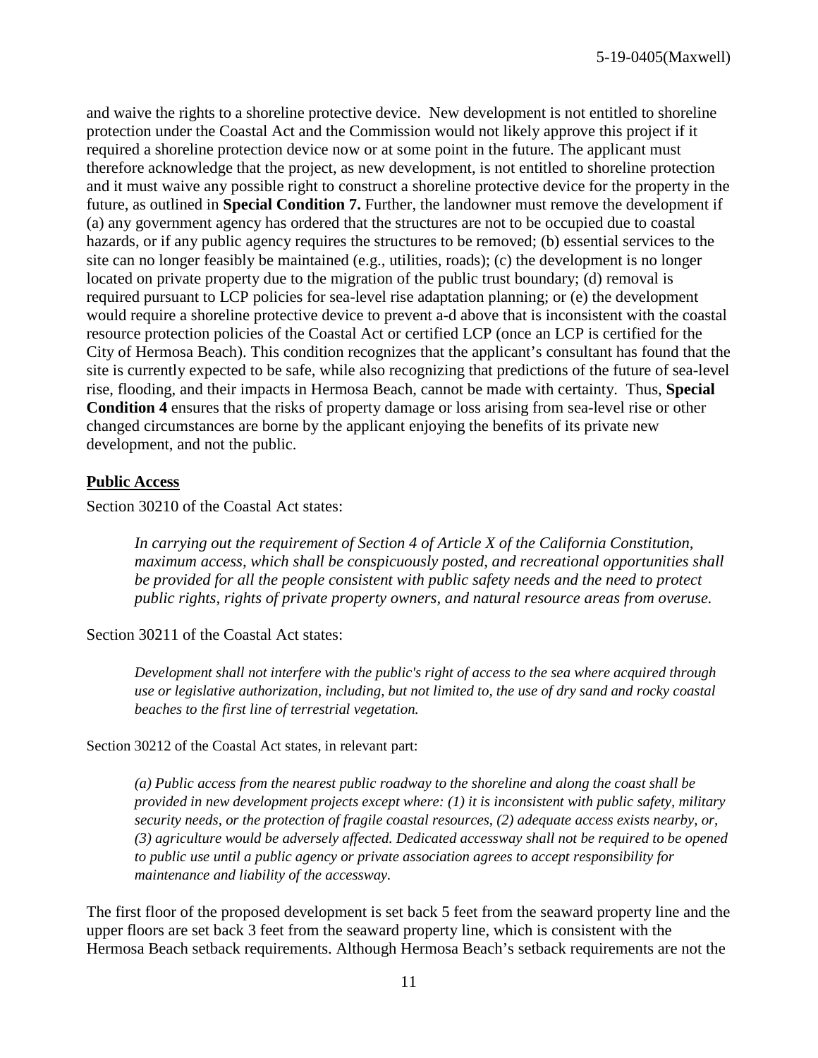and waive the rights to a shoreline protective device. New development is not entitled to shoreline protection under the Coastal Act and the Commission would not likely approve this project if it required a shoreline protection device now or at some point in the future. The applicant must therefore acknowledge that the project, as new development, is not entitled to shoreline protection and it must waive any possible right to construct a shoreline protective device for the property in the future, as outlined in **Special Condition 7.** Further, the landowner must remove the development if (a) any government agency has ordered that the structures are not to be occupied due to coastal hazards, or if any public agency requires the structures to be removed; (b) essential services to the site can no longer feasibly be maintained (e.g., utilities, roads); (c) the development is no longer located on private property due to the migration of the public trust boundary; (d) removal is required pursuant to LCP policies for sea-level rise adaptation planning; or (e) the development would require a shoreline protective device to prevent a-d above that is inconsistent with the coastal resource protection policies of the Coastal Act or certified LCP (once an LCP is certified for the City of Hermosa Beach). This condition recognizes that the applicant's consultant has found that the site is currently expected to be safe, while also recognizing that predictions of the future of sea-level rise, flooding, and their impacts in Hermosa Beach, cannot be made with certainty. Thus, **Special Condition 4** ensures that the risks of property damage or loss arising from sea-level rise or other changed circumstances are borne by the applicant enjoying the benefits of its private new development, and not the public.

## Public Access

Section 30210 of the Coastal Act states:

> *In carrying out the requirement of Section 4 of Article X of the California Constitution, maximum access, which shall be conspicuously posted, and recreational opportunities shall be provided for all the people consistent with public safety needs and the need to protect public rights, rights of private property owners, and natural resource areas from overuse.*

Section 30211 of the Coastal Act states:

> *Development shall not interfere with the public's right of access to the sea where acquired through use or legislative authorization, including, but not limited to, the use of dry sand and rocky coastal beaches to the first line of terrestrial vegetation.*

Section 30212 of the Coastal Act states, in relevant part:

> *(a) Public access from the nearest public roadway to the shoreline and along the coast shall be provided in new development projects except where: (1) it is inconsistent with public safety, military security needs, or the protection of fragile coastal resources, (2) adequate access exists nearby, or, (3) agriculture would be adversely affected. Dedicated accessway shall not be required to be opened to public use until a public agency or private association agrees to accept responsibility for maintenance and liability of the accessway.*

The first floor of the proposed development is set back 5 feet from the seaward property line and the upper floors are set back 3 feet from the seaward property line, which is consistent with the Hermosa Beach setback requirements. Although Hermosa Beach's setback requirements are not the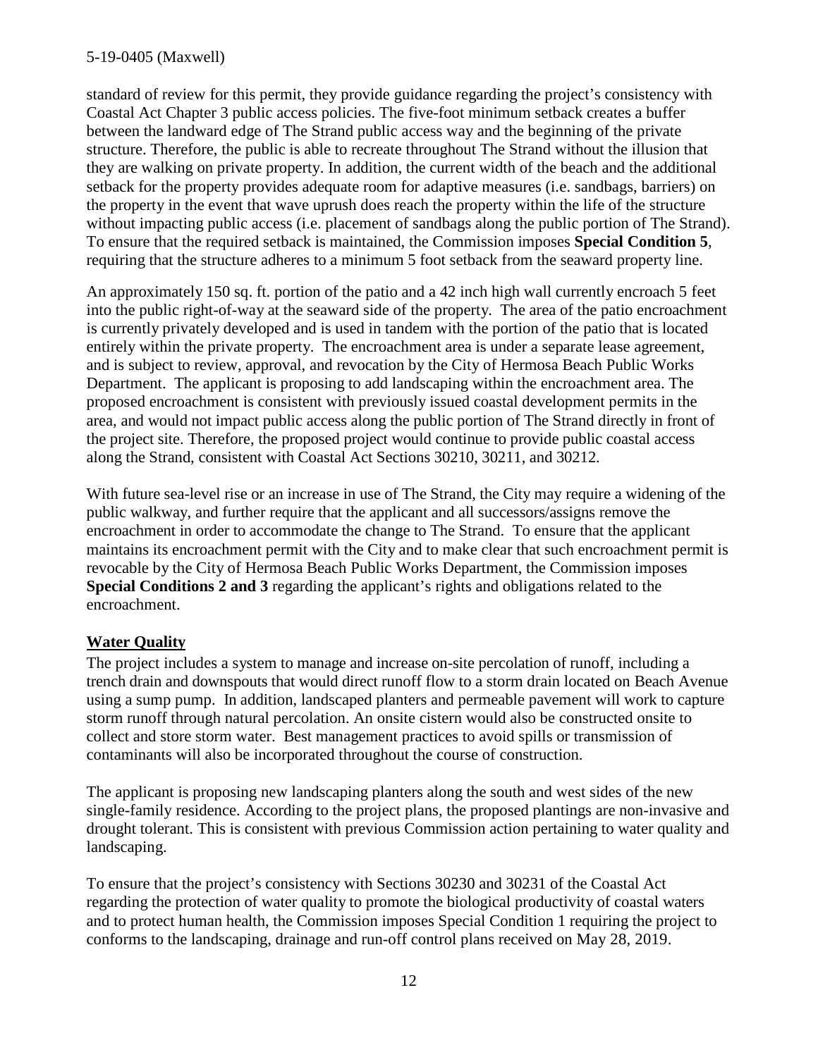standard of review for this permit, they provide guidance regarding the project's consistency with Coastal Act Chapter 3 public access policies. The five-foot minimum setback creates a buffer between the landward edge of The Strand public access way and the beginning of the private structure. Therefore, the public is able to recreate throughout The Strand without the illusion that they are walking on private property. In addition, the current width of the beach and the additional setback for the property provides adequate room for adaptive measures (i.e. sandbags, barriers) on the property in the event that wave uprush does reach the property within the life of the structure without impacting public access (i.e. placement of sandbags along the public portion of The Strand). To ensure that the required setback is maintained, the Commission imposes **Special Condition 5**, requiring that the structure adheres to a minimum 5 foot setback from the seaward property line.

An approximately 150 sq. ft. portion of the patio and a 42 inch high wall currently encroach 5 feet into the public right-of-way at the seaward side of the property. The area of the patio encroachment is currently privately developed and is used in tandem with the portion of the patio that is located entirely within the private property. The encroachment area is under a separate lease agreement, and is subject to review, approval, and revocation by the City of Hermosa Beach Public Works Department. The applicant is proposing to add landscaping within the encroachment area. The proposed encroachment is consistent with previously issued coastal development permits in the area, and would not impact public access along the public portion of The Strand directly in front of the project site. Therefore, the proposed project would continue to provide public coastal access along the Strand, consistent with Coastal Act Sections 30210, 30211, and 30212.

With future sea-level rise or an increase in use of The Strand, the City may require a widening of the public walkway, and further require that the applicant and all successors/assigns remove the encroachment in order to accommodate the change to The Strand. To ensure that the applicant maintains its encroachment permit with the City and to make clear that such encroachment permit is revocable by the City of Hermosa Beach Public Works Department, the Commission imposes **Special Conditions 2 and 3** regarding the applicant's rights and obligations related to the encroachment.

## Water Quality

The project includes a system to manage and increase on-site percolation of runoff, including a trench drain and downspouts that would direct runoff flow to a storm drain located on Beach Avenue using a sump pump. In addition, landscaped planters and permeable pavement will work to capture storm runoff through natural percolation. An onsite cistern would also be constructed onsite to collect and store storm water. Best management practices to avoid spills or transmission of contaminants will also be incorporated throughout the course of construction.

The applicant is proposing new landscaping planters along the south and west sides of the new single-family residence. According to the project plans, the proposed plantings are non-invasive and drought tolerant. This is consistent with previous Commission action pertaining to water quality and landscaping.

To ensure that the project's consistency with Sections 30230 and 30231 of the Coastal Act regarding the protection of water quality to promote the biological productivity of coastal waters and to protect human health, the Commission imposes Special Condition 1 requiring the project to conforms to the landscaping, drainage and run-off control plans received on May 28, 2019.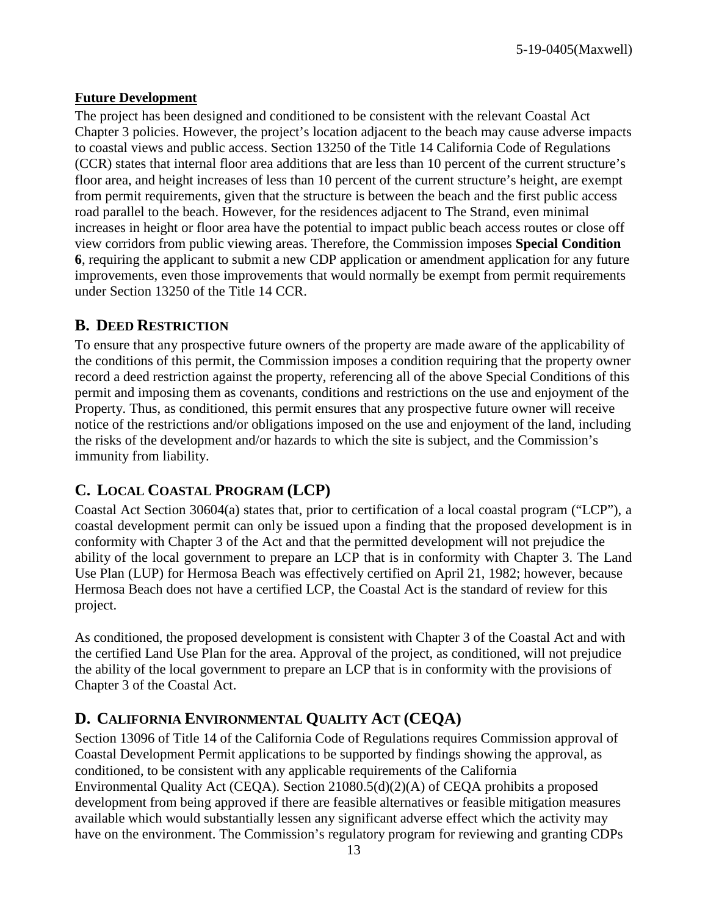**Future Development**

The project has been designed and conditioned to be consistent with the relevant Coastal Act Chapter 3 policies. However, the project's location adjacent to the beach may cause adverse impacts to coastal views and public access. Section 13250 of the Title 14 California Code of Regulations (CCR) states that internal floor area additions that are less than 10 percent of the current structure's floor area, and height increases of less than 10 percent of the current structure's height, are exempt from permit requirements, given that the structure is between the beach and the first public access road parallel to the beach. However, for the residences adjacent to The Strand, even minimal increases in height or floor area have the potential to impact public beach access routes or close off view corridors from public viewing areas. Therefore, the Commission imposes **Special Condition 6**, requiring the applicant to submit a new CDP application or amendment application for any future improvements, even those improvements that would normally be exempt from permit requirements under Section 13250 of the Title 14 CCR.

## B. DEED RESTRICTION

To ensure that any prospective future owners of the property are made aware of the applicability of the conditions of this permit, the Commission imposes a condition requiring that the property owner record a deed restriction against the property, referencing all of the above Special Conditions of this permit and imposing them as covenants, conditions and restrictions on the use and enjoyment of the Property. Thus, as conditioned, this permit ensures that any prospective future owner will receive notice of the restrictions and/or obligations imposed on the use and enjoyment of the land, including the risks of the development and/or hazards to which the site is subject, and the Commission's immunity from liability.

## C. LOCAL COASTAL PROGRAM (LCP)

Coastal Act Section 30604(a) states that, prior to certification of a local coastal program ("LCP"), a coastal development permit can only be issued upon a finding that the proposed development is in conformity with Chapter 3 of the Act and that the permitted development will not prejudice the ability of the local government to prepare an LCP that is in conformity with Chapter 3. The Land Use Plan (LUP) for Hermosa Beach was effectively certified on April 21, 1982; however, because Hermosa Beach does not have a certified LCP, the Coastal Act is the standard of review for this project.

As conditioned, the proposed development is consistent with Chapter 3 of the Coastal Act and with the certified Land Use Plan for the area. Approval of the project, as conditioned, will not prejudice the ability of the local government to prepare an LCP that is in conformity with the provisions of Chapter 3 of the Coastal Act.

## D. CALIFORNIA ENVIRONMENTAL QUALITY ACT (CEQA)

Section 13096 of Title 14 of the California Code of Regulations requires Commission approval of Coastal Development Permit applications to be supported by findings showing the approval, as conditioned, to be consistent with any applicable requirements of the California Environmental Quality Act (CEQA). Section 21080.5(d)(2)(A) of CEQA prohibits a proposed development from being approved if there are feasible alternatives or feasible mitigation measures available which would substantially lessen any significant adverse effect which the activity may have on the environment. The Commission's regulatory program for reviewing and granting CDPs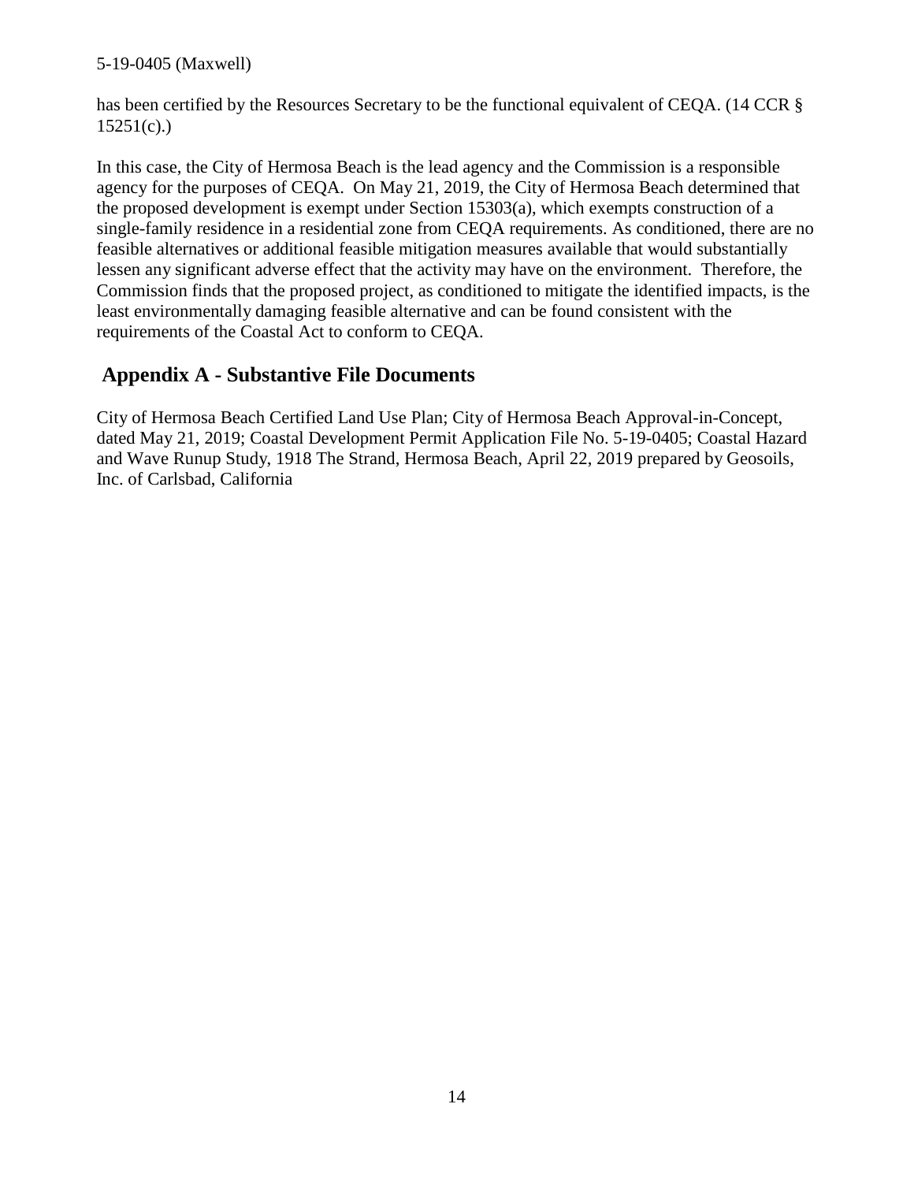has been certified by the Resources Secretary to be the functional equivalent of CEQA. (14 CCR § 15251(c).)

In this case, the City of Hermosa Beach is the lead agency and the Commission is a responsible agency for the purposes of CEQA. On May 21, 2019, the City of Hermosa Beach determined that the proposed development is exempt under Section 15303(a), which exempts construction of a single-family residence in a residential zone from CEQA requirements. As conditioned, there are no feasible alternatives or additional feasible mitigation measures available that would substantially lessen any significant adverse effect that the activity may have on the environment. Therefore, the Commission finds that the proposed project, as conditioned to mitigate the identified impacts, is the least environmentally damaging feasible alternative and can be found consistent with the requirements of the Coastal Act to conform to CEQA.

## Appendix A - Substantive File Documents

City of Hermosa Beach Certified Land Use Plan; City of Hermosa Beach Approval-in-Concept, dated May 21, 2019; Coastal Development Permit Application File No. 5-19-0405; Coastal Hazard and Wave Runup Study, 1918 The Strand, Hermosa Beach, April 22, 2019 prepared by Geosoils, Inc. of Carlsbad, California